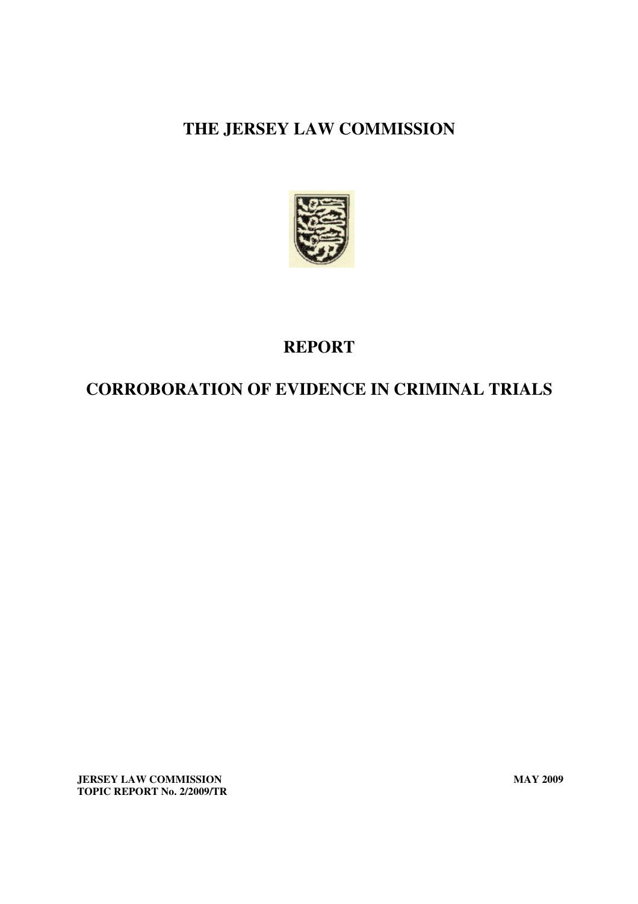# THE JERSEY LAW COMMISSION

# REPORT

# CORROBORATION OF EVIDENCE IN CRIMINAL TRIALS

**JERSEY LAW COMMISSION** **MAY 2009**
**TOPIC REPORT No. 2/2009/TR**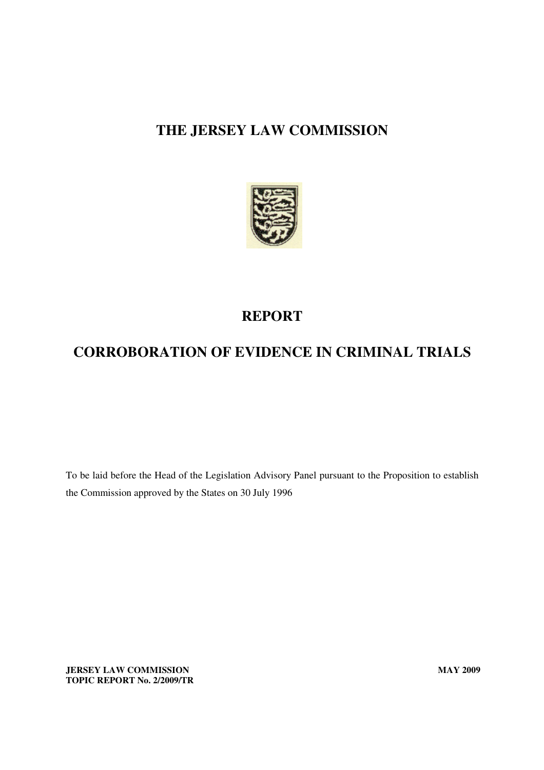# THE JERSEY LAW COMMISSION

# REPORT

# CORROBORATION OF EVIDENCE IN CRIMINAL TRIALS

To be laid before the Head of the Legislation Advisory Panel pursuant to the Proposition to establish the Commission approved by the States on 30 July 1996

**JERSEY LAW COMMISSION** **MAY 2009**
**TOPIC REPORT No. 2/2009/TR**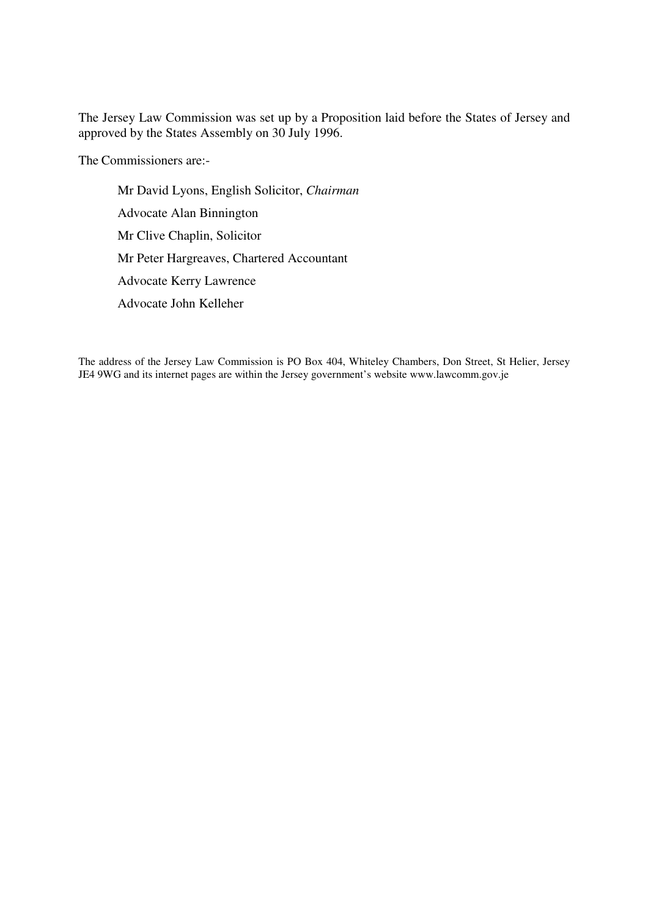The Jersey Law Commission was set up by a Proposition laid before the States of Jersey and approved by the States Assembly on 30 July 1996.

The Commissioners are:-

Mr David Lyons, English Solicitor, *Chairman*

Advocate Alan Binnington

Mr Clive Chaplin, Solicitor

Mr Peter Hargreaves, Chartered Accountant

Advocate Kerry Lawrence

Advocate John Kelleher

The address of the Jersey Law Commission is PO Box 404, Whiteley Chambers, Don Street, St Helier, Jersey JE4 9WG and its internet pages are within the Jersey government's website www.lawcomm.gov.je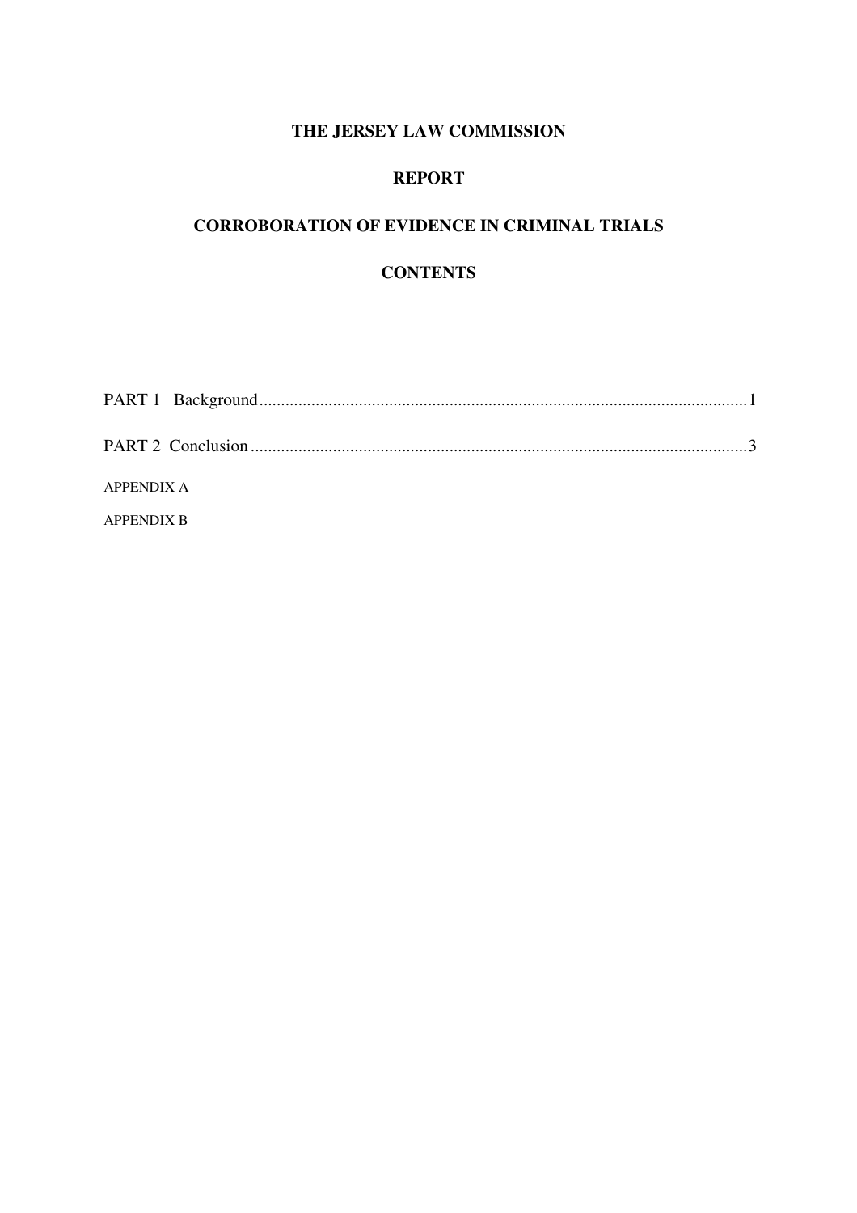# THE JERSEY LAW COMMISSION

## REPORT

## CORROBORATION OF EVIDENCE IN CRIMINAL TRIALS

## CONTENTS

PART 1 Background........................................................................................................1

PART 2 Conclusion ........................................................................................................3

APPENDIX A

APPENDIX B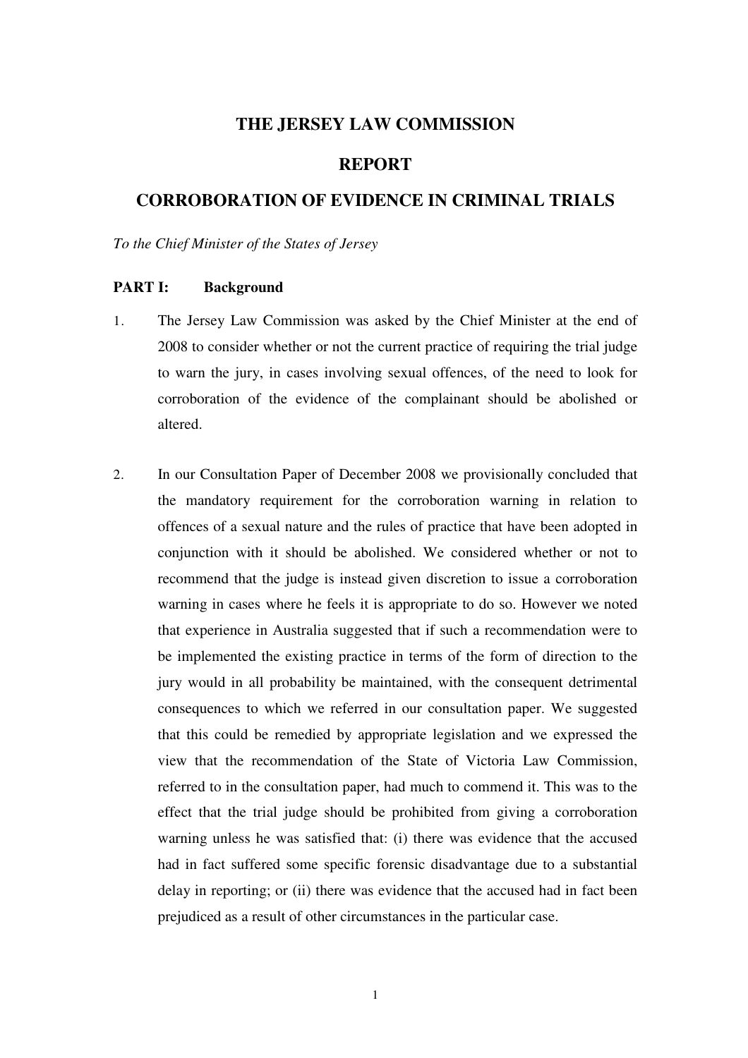# THE JERSEY LAW COMMISSION

# REPORT

# CORROBORATION OF EVIDENCE IN CRIMINAL TRIALS

*To the Chief Minister of the States of Jersey*

## PART I: Background

1. The Jersey Law Commission was asked by the Chief Minister at the end of 2008 to consider whether or not the current practice of requiring the trial judge to warn the jury, in cases involving sexual offences, of the need to look for corroboration of the evidence of the complainant should be abolished or altered.

2. In our Consultation Paper of December 2008 we provisionally concluded that the mandatory requirement for the corroboration warning in relation to offences of a sexual nature and the rules of practice that have been adopted in conjunction with it should be abolished. We considered whether or not to recommend that the judge is instead given discretion to issue a corroboration warning in cases where he feels it is appropriate to do so. However we noted that experience in Australia suggested that if such a recommendation were to be implemented the existing practice in terms of the form of direction to the jury would in all probability be maintained, with the consequent detrimental consequences to which we referred in our consultation paper. We suggested that this could be remedied by appropriate legislation and we expressed the view that the recommendation of the State of Victoria Law Commission, referred to in the consultation paper, had much to commend it. This was to the effect that the trial judge should be prohibited from giving a corroboration warning unless he was satisfied that: (i) there was evidence that the accused had in fact suffered some specific forensic disadvantage due to a substantial delay in reporting; or (ii) there was evidence that the accused had in fact been prejudiced as a result of other circumstances in the particular case.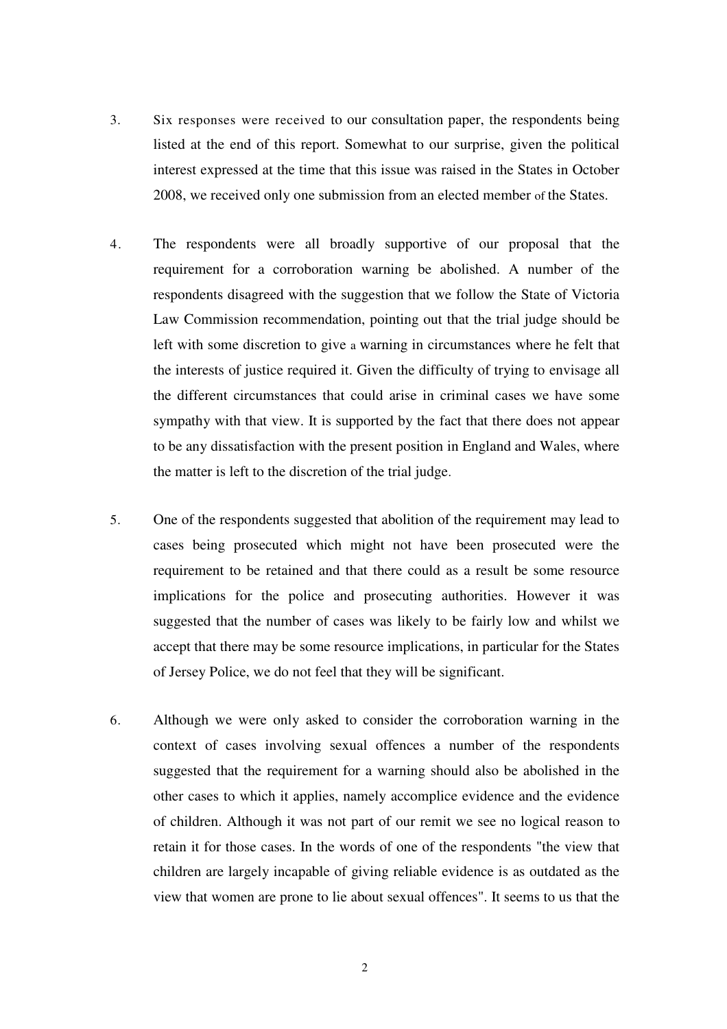3. Six responses were received to our consultation paper, the respondents being listed at the end of this report. Somewhat to our surprise, given the political interest expressed at the time that this issue was raised in the States in October 2008, we received only one submission from an elected member of the States.

4. The respondents were all broadly supportive of our proposal that the requirement for a corroboration warning be abolished. A number of the respondents disagreed with the suggestion that we follow the State of Victoria Law Commission recommendation, pointing out that the trial judge should be left with some discretion to give a warning in circumstances where he felt that the interests of justice required it. Given the difficulty of trying to envisage all the different circumstances that could arise in criminal cases we have some sympathy with that view. It is supported by the fact that there does not appear to be any dissatisfaction with the present position in England and Wales, where the matter is left to the discretion of the trial judge.

5. One of the respondents suggested that abolition of the requirement may lead to cases being prosecuted which might not have been prosecuted were the requirement to be retained and that there could as a result be some resource implications for the police and prosecuting authorities. However it was suggested that the number of cases was likely to be fairly low and whilst we accept that there may be some resource implications, in particular for the States of Jersey Police, we do not feel that they will be significant.

6. Although we were only asked to consider the corroboration warning in the context of cases involving sexual offences a number of the respondents suggested that the requirement for a warning should also be abolished in the other cases to which it applies, namely accomplice evidence and the evidence of children. Although it was not part of our remit we see no logical reason to retain it for those cases. In the words of one of the respondents "the view that children are largely incapable of giving reliable evidence is as outdated as the view that women are prone to lie about sexual offences". It seems to us that the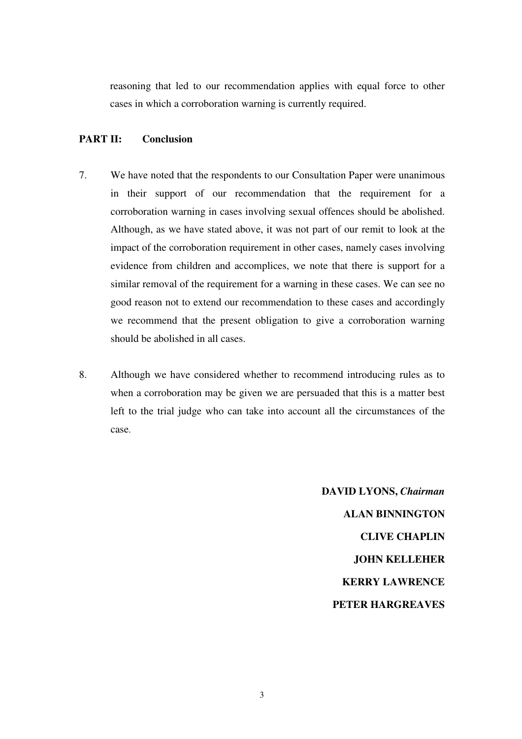reasoning that led to our recommendation applies with equal force to other cases in which a corroboration warning is currently required.

## PART II: Conclusion

7. We have noted that the respondents to our Consultation Paper were unanimous in their support of our recommendation that the requirement for a corroboration warning in cases involving sexual offences should be abolished. Although, as we have stated above, it was not part of our remit to look at the impact of the corroboration requirement in other cases, namely cases involving evidence from children and accomplices, we note that there is support for a similar removal of the requirement for a warning in these cases. We can see no good reason not to extend our recommendation to these cases and accordingly we recommend that the present obligation to give a corroboration warning should be abolished in all cases.

8. Although we have considered whether to recommend introducing rules as to when a corroboration may be given we are persuaded that this is a matter best left to the trial judge who can take into account all the circumstances of the case.

**DAVID LYONS,** ***Chairman***

**ALAN BINNINGTON**

**CLIVE CHAPLIN**

**JOHN KELLEHER**

**KERRY LAWRENCE**

**PETER HARGREAVES**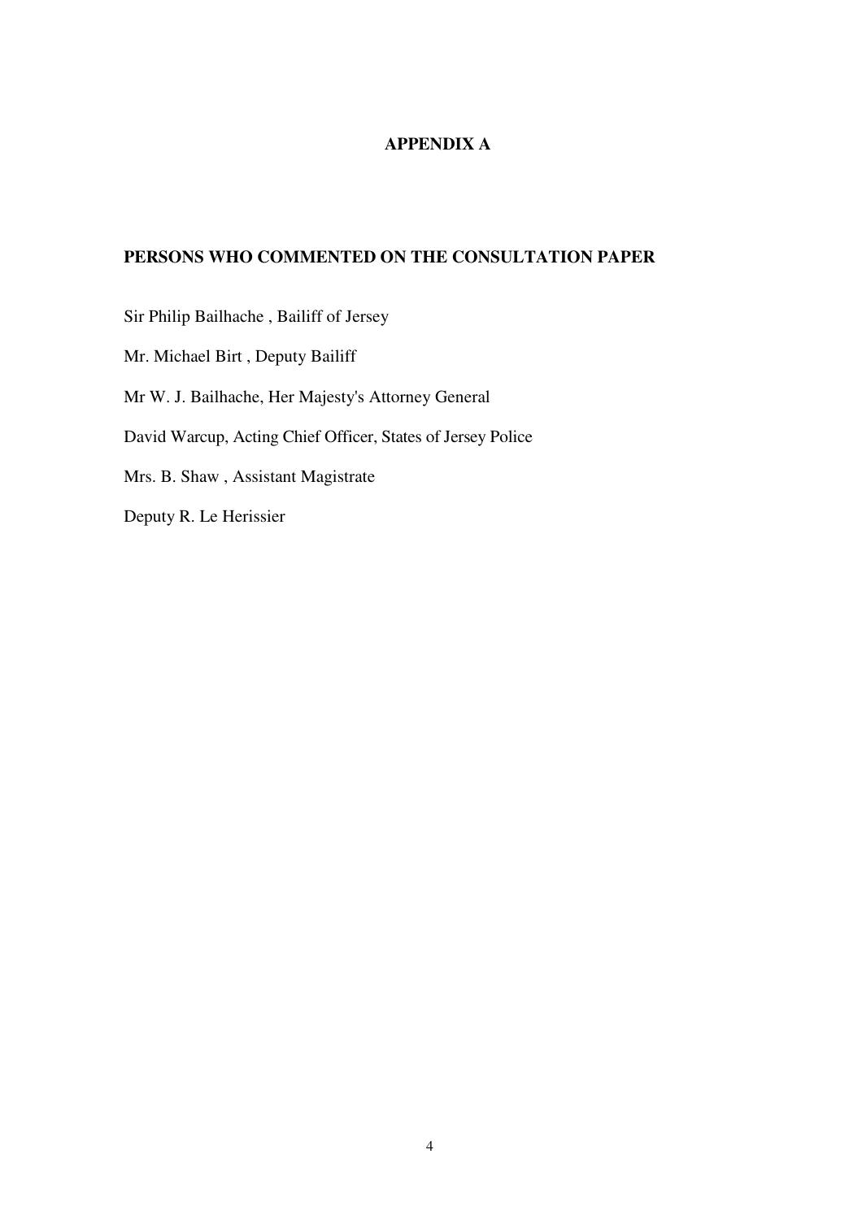# APPENDIX A

## PERSONS WHO COMMENTED ON THE CONSULTATION PAPER

Sir Philip Bailhache , Bailiff of Jersey

Mr. Michael Birt , Deputy Bailiff

Mr W. J. Bailhache, Her Majesty's Attorney General

David Warcup, Acting Chief Officer, States of Jersey Police

Mrs. B. Shaw , Assistant Magistrate

Deputy R. Le Herissier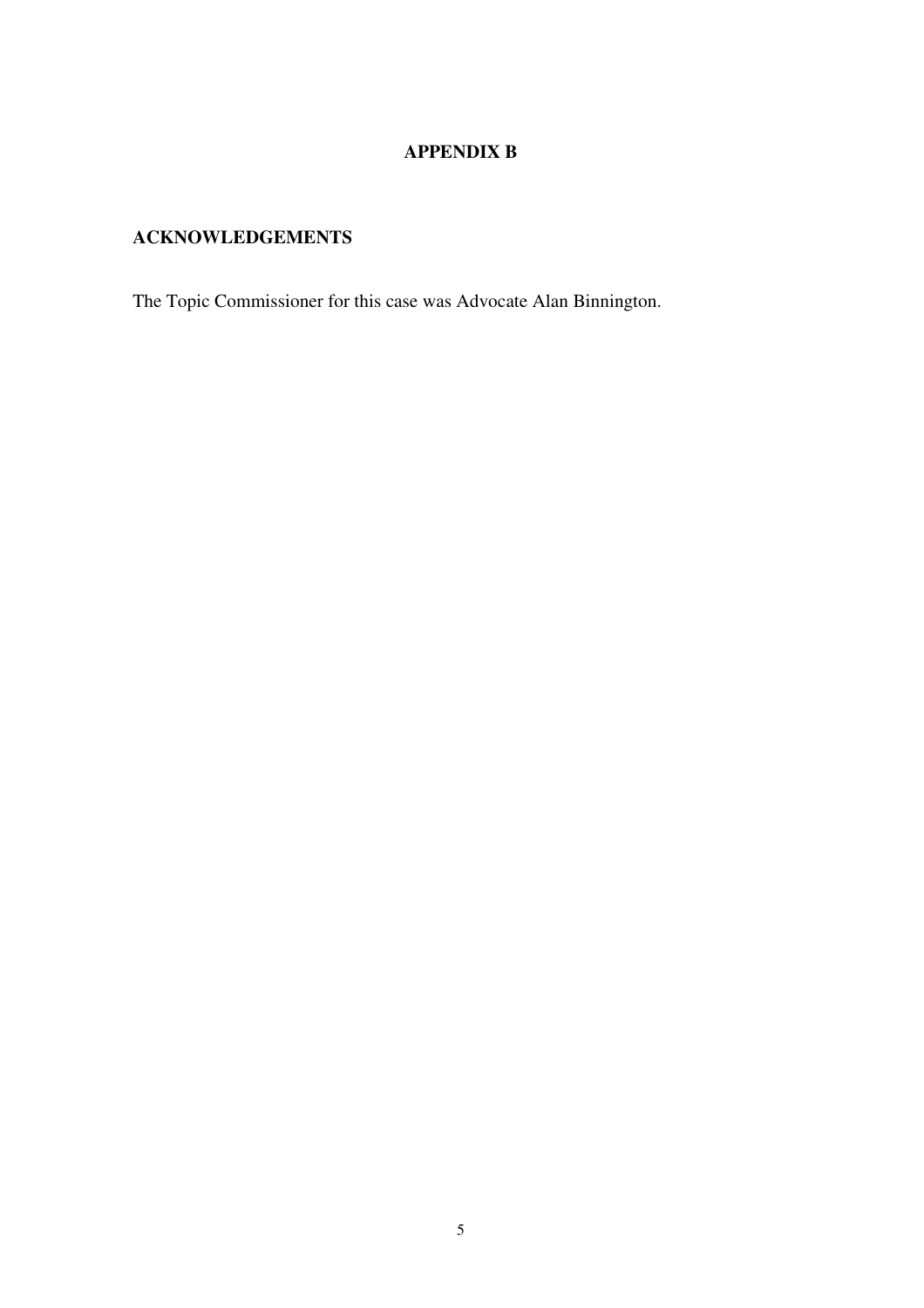# APPENDIX B

## ACKNOWLEDGEMENTS

The Topic Commissioner for this case was Advocate Alan Binnington.